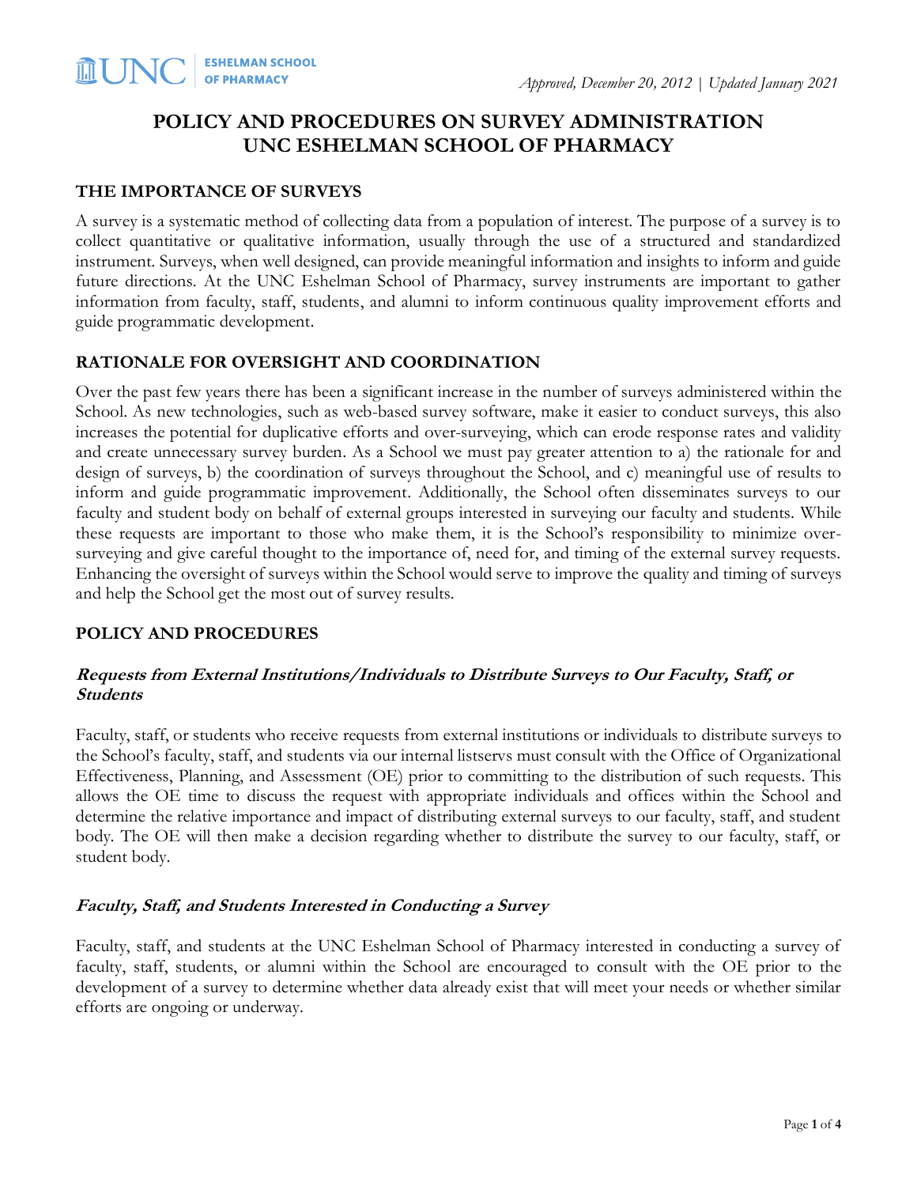*Approved, December 20, 2012 | Updated January 2021*

# POLICY AND PROCEDURES ON SURVEY ADMINISTRATION
# UNC ESHELMAN SCHOOL OF PHARMACY

## THE IMPORTANCE OF SURVEYS

A survey is a systematic method of collecting data from a population of interest. The purpose of a survey is to collect quantitative or qualitative information, usually through the use of a structured and standardized instrument. Surveys, when well designed, can provide meaningful information and insights to inform and guide future directions. At the UNC Eshelman School of Pharmacy, survey instruments are important to gather information from faculty, staff, students, and alumni to inform continuous quality improvement efforts and guide programmatic development.

## RATIONALE FOR OVERSIGHT AND COORDINATION

Over the past few years there has been a significant increase in the number of surveys administered within the School. As new technologies, such as web-based survey software, make it easier to conduct surveys, this also increases the potential for duplicative efforts and over-surveying, which can erode response rates and validity and create unnecessary survey burden. As a School we must pay greater attention to a) the rationale for and design of surveys, b) the coordination of surveys throughout the School, and c) meaningful use of results to inform and guide programmatic improvement. Additionally, the School often disseminates surveys to our faculty and student body on behalf of external groups interested in surveying our faculty and students. While these requests are important to those who make them, it is the School's responsibility to minimize over-surveying and give careful thought to the importance of, need for, and timing of the external survey requests. Enhancing the oversight of surveys within the School would serve to improve the quality and timing of surveys and help the School get the most out of survey results.

## POLICY AND PROCEDURES

### *Requests from External Institutions/Individuals to Distribute Surveys to Our Faculty, Staff, or Students*

Faculty, staff, or students who receive requests from external institutions or individuals to distribute surveys to the School's faculty, staff, and students via our internal listservs must consult with the Office of Organizational Effectiveness, Planning, and Assessment (OE) prior to committing to the distribution of such requests. This allows the OE time to discuss the request with appropriate individuals and offices within the School and determine the relative importance and impact of distributing external surveys to our faculty, staff, and student body. The OE will then make a decision regarding whether to distribute the survey to our faculty, staff, or student body.

### *Faculty, Staff, and Students Interested in Conducting a Survey*

Faculty, staff, and students at the UNC Eshelman School of Pharmacy interested in conducting a survey of faculty, staff, students, or alumni within the School are encouraged to consult with the OE prior to the development of a survey to determine whether data already exist that will meet your needs or whether similar efforts are ongoing or underway.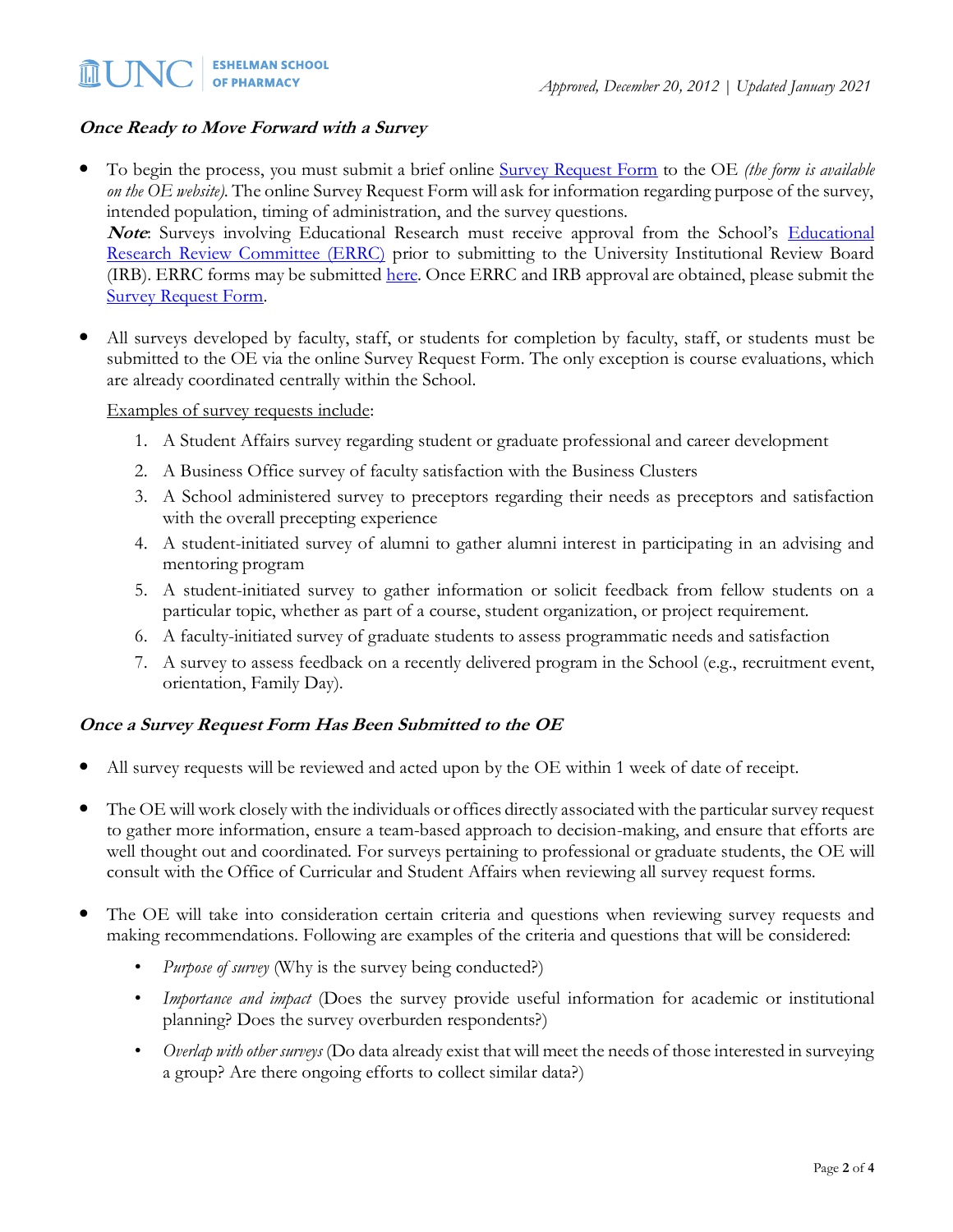### *Once Ready to Move Forward with a Survey*

- To begin the process, you must submit a brief online Survey Request Form to the OE *(the form is available on the OE website)*. The online Survey Request Form will ask for information regarding purpose of the survey, intended population, timing of administration, and the survey questions.
  ***Note***: Surveys involving Educational Research must receive approval from the School's Educational Research Review Committee (ERRC) prior to submitting to the University Institutional Review Board (IRB). ERRC forms may be submitted here. Once ERRC and IRB approval are obtained, please submit the Survey Request Form.

- All surveys developed by faculty, staff, or students for completion by faculty, staff, or students must be submitted to the OE via the online Survey Request Form. The only exception is course evaluations, which are already coordinated centrally within the School.

  Examples of survey requests include:

  1. A Student Affairs survey regarding student or graduate professional and career development
  2. A Business Office survey of faculty satisfaction with the Business Clusters
  3. A School administered survey to preceptors regarding their needs as preceptors and satisfaction with the overall precepting experience
  4. A student-initiated survey of alumni to gather alumni interest in participating in an advising and mentoring program
  5. A student-initiated survey to gather information or solicit feedback from fellow students on a particular topic, whether as part of a course, student organization, or project requirement.
  6. A faculty-initiated survey of graduate students to assess programmatic needs and satisfaction
  7. A survey to assess feedback on a recently delivered program in the School (e.g., recruitment event, orientation, Family Day).

### *Once a Survey Request Form Has Been Submitted to the OE*

- All survey requests will be reviewed and acted upon by the OE within 1 week of date of receipt.

- The OE will work closely with the individuals or offices directly associated with the particular survey request to gather more information, ensure a team-based approach to decision-making, and ensure that efforts are well thought out and coordinated. For surveys pertaining to professional or graduate students, the OE will consult with the Office of Curricular and Student Affairs when reviewing all survey request forms.

- The OE will take into consideration certain criteria and questions when reviewing survey requests and making recommendations. Following are examples of the criteria and questions that will be considered:
  - *Purpose of survey* (Why is the survey being conducted?)
  - *Importance and impact* (Does the survey provide useful information for academic or institutional planning? Does the survey overburden respondents?)
  - *Overlap with other surveys* (Do data already exist that will meet the needs of those interested in surveying a group? Are there ongoing efforts to collect similar data?)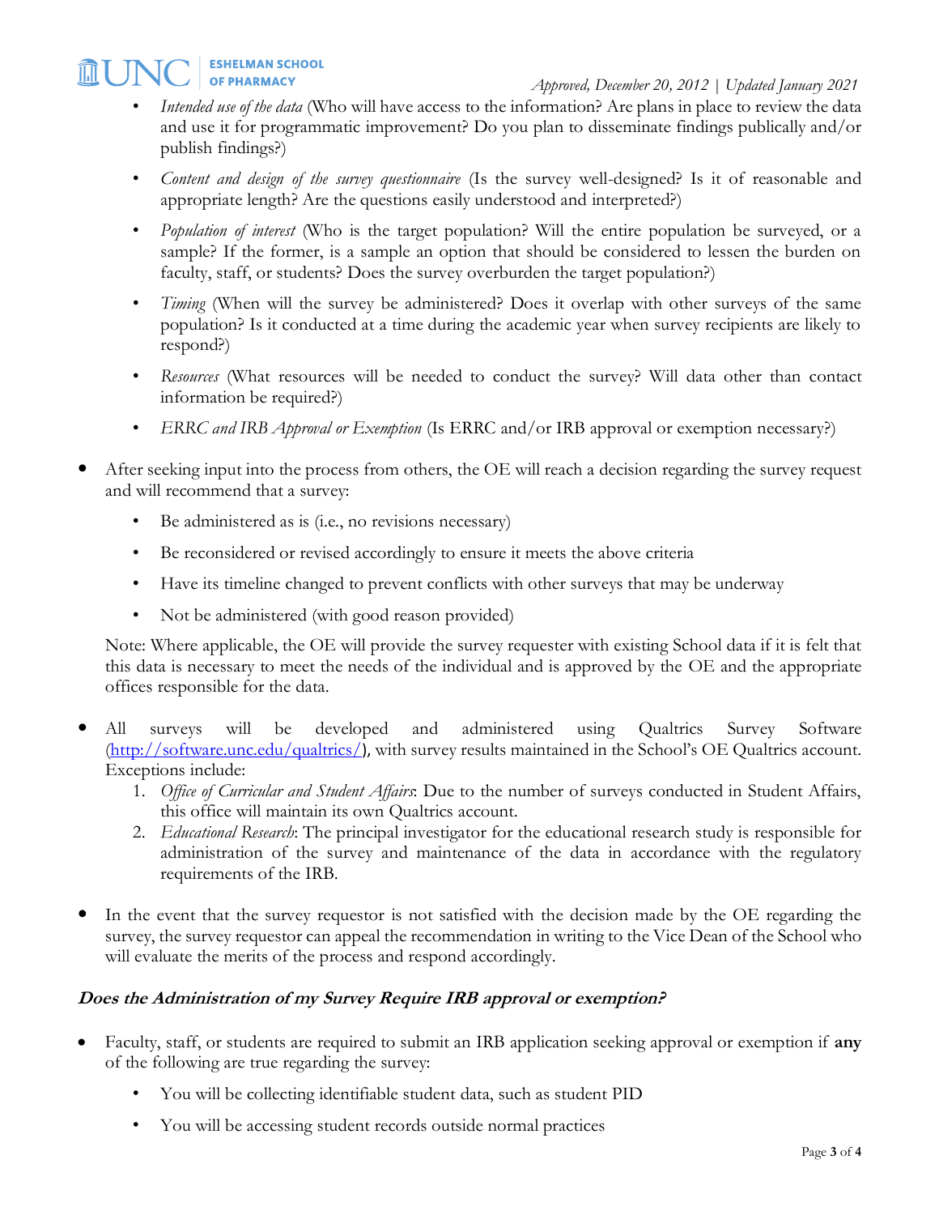- *Intended use of the data* (Who will have access to the information? Are plans in place to review the data and use it for programmatic improvement? Do you plan to disseminate findings publically and/or publish findings?)
  - *Content and design of the survey questionnaire* (Is the survey well-designed? Is it of reasonable and appropriate length? Are the questions easily understood and interpreted?)
  - *Population of interest* (Who is the target population? Will the entire population be surveyed, or a sample? If the former, is a sample an option that should be considered to lessen the burden on faculty, staff, or students? Does the survey overburden the target population?)
  - *Timing* (When will the survey be administered? Does it overlap with other surveys of the same population? Is it conducted at a time during the academic year when survey recipients are likely to respond?)
  - *Resources* (What resources will be needed to conduct the survey? Will data other than contact information be required?)
  - *ERRC and IRB Approval or Exemption* (Is ERRC and/or IRB approval or exemption necessary?)

- After seeking input into the process from others, the OE will reach a decision regarding the survey request and will recommend that a survey:
  - Be administered as is (i.e., no revisions necessary)
  - Be reconsidered or revised accordingly to ensure it meets the above criteria
  - Have its timeline changed to prevent conflicts with other surveys that may be underway
  - Not be administered (with good reason provided)

  Note: Where applicable, the OE will provide the survey requester with existing School data if it is felt that this data is necessary to meet the needs of the individual and is approved by the OE and the appropriate offices responsible for the data.

- All surveys will be developed and administered using Qualtrics Survey Software (http://software.unc.edu/qualtrics/), with survey results maintained in the School's OE Qualtrics account. Exceptions include:
  1. *Office of Curricular and Student Affairs*: Due to the number of surveys conducted in Student Affairs, this office will maintain its own Qualtrics account.
  2. *Educational Research*: The principal investigator for the educational research study is responsible for administration of the survey and maintenance of the data in accordance with the regulatory requirements of the IRB.

- In the event that the survey requestor is not satisfied with the decision made by the OE regarding the survey, the survey requestor can appeal the recommendation in writing to the Vice Dean of the School who will evaluate the merits of the process and respond accordingly.

### ***Does the Administration of my Survey Require IRB approval or exemption?***

- Faculty, staff, or students are required to submit an IRB application seeking approval or exemption if **any** of the following are true regarding the survey:
  - You will be collecting identifiable student data, such as student PID
  - You will be accessing student records outside normal practices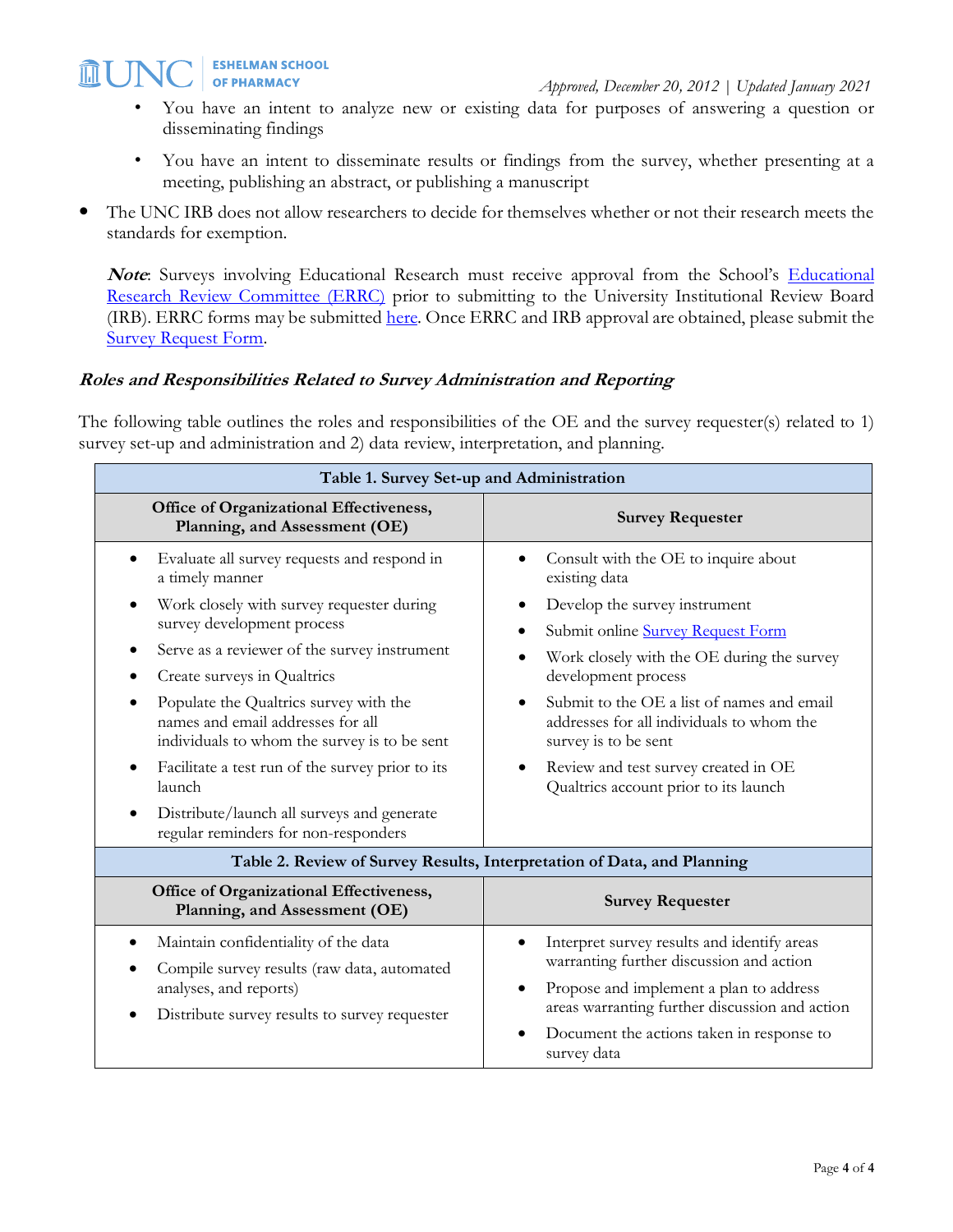- You have an intent to analyze new or existing data for purposes of answering a question or disseminating findings
- You have an intent to disseminate results or findings from the survey, whether presenting at a meeting, publishing an abstract, or publishing a manuscript

- The UNC IRB does not allow researchers to decide for themselves whether or not their research meets the standards for exemption.

  ***Note***: Surveys involving Educational Research must receive approval from the School's Educational Research Review Committee (ERRC) prior to submitting to the University Institutional Review Board (IRB). ERRC forms may be submitted here. Once ERRC and IRB approval are obtained, please submit the Survey Request Form.

### *Roles and Responsibilities Related to Survey Administration and Reporting*

The following table outlines the roles and responsibilities of the OE and the survey requester(s) related to 1) survey set-up and administration and 2) data review, interpretation, and planning.

**Table 1. Survey Set-up and Administration**

| Office of Organizational Effectiveness, Planning, and Assessment (OE) | Survey Requester |
|---|---|
| • Evaluate all survey requests and respond in a timely manner<br>• Work closely with survey requester during survey development process<br>• Serve as a reviewer of the survey instrument<br>• Create surveys in Qualtrics<br>• Populate the Qualtrics survey with the names and email addresses for all individuals to whom the survey is to be sent<br>• Facilitate a test run of the survey prior to its launch<br>• Distribute/launch all surveys and generate regular reminders for non-responders | • Consult with the OE to inquire about existing data<br>• Develop the survey instrument<br>• Submit online Survey Request Form<br>• Work closely with the OE during the survey development process<br>• Submit to the OE a list of names and email addresses for all individuals to whom the survey is to be sent<br>• Review and test survey created in OE Qualtrics account prior to its launch |

**Table 2. Review of Survey Results, Interpretation of Data, and Planning**

| Office of Organizational Effectiveness, Planning, and Assessment (OE) | Survey Requester |
|---|---|
| • Maintain confidentiality of the data<br>• Compile survey results (raw data, automated analyses, and reports)<br>• Distribute survey results to survey requester | • Interpret survey results and identify areas warranting further discussion and action<br>• Propose and implement a plan to address areas warranting further discussion and action<br>• Document the actions taken in response to survey data |